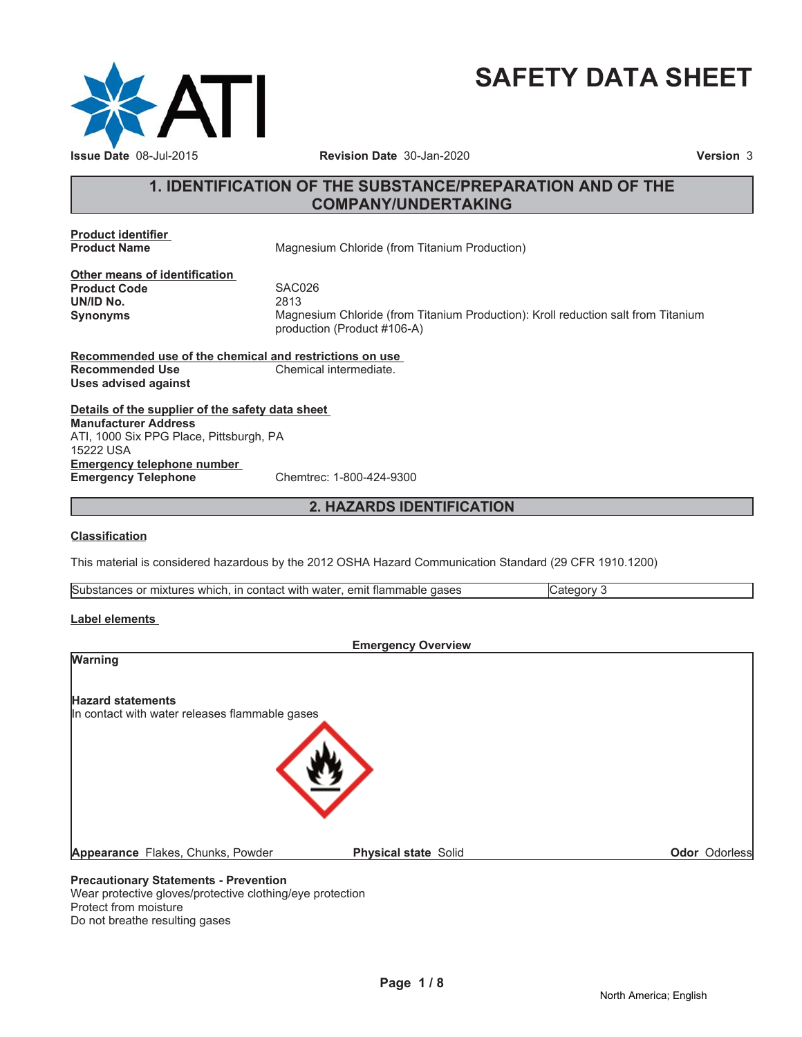# SAFETY DATA SHEET

**Issue Date** 08-Jul-2015 **Revision Date** 30-Jan-2020 **Version** 3

## 1. IDENTIFICATION OF THE SUBSTANCE/PREPARATION AND OF THE COMPANY/UNDERTAKING

**Product identifier**

**Product Name** Magnesium Chloride (from Titanium Production)

**Other means of identification**

**Product Code** SAC026

**UN/ID No.** 2813

**Synonyms** Magnesium Chloride (from Titanium Production): Kroll reduction salt from Titanium production (Product #106-A)

**Recommended use of the chemical and restrictions on use**

**Recommended Use** Chemical intermediate.

**Uses advised against**

**Details of the supplier of the safety data sheet**

**Manufacturer Address**
ATI, 1000 Six PPG Place, Pittsburgh, PA
15222 USA

**Emergency telephone number**

**Emergency Telephone** Chemtrec: 1-800-424-9300

## 2. HAZARDS IDENTIFICATION

**Classification**

This material is considered hazardous by the 2012 OSHA Hazard Communication Standard (29 CFR 1910.1200)

| Substances or mixtures which, in contact with water, emit flammable gases | Category 3 |
|---|---|

**Label elements**

**Emergency Overview**

**Warning**

**Hazard statements**
In contact with water releases flammable gases

**Appearance** Flakes, Chunks, Powder **Physical state** Solid **Odor** Odorless

**Precautionary Statements - Prevention**
Wear protective gloves/protective clothing/eye protection
Protect from moisture
Do not breathe resulting gases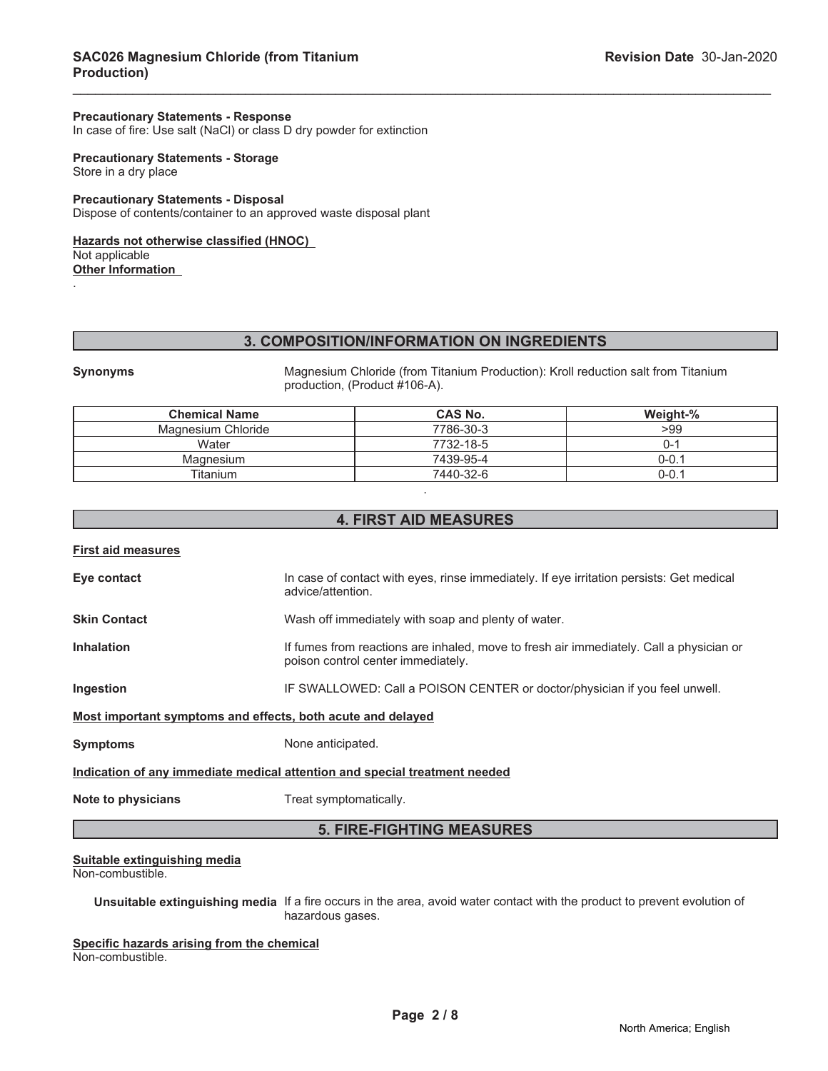**Precautionary Statements - Response**
In case of fire: Use salt (NaCl) or class D dry powder for extinction

**Precautionary Statements - Storage**
Store in a dry place

**Precautionary Statements - Disposal**
Dispose of contents/container to an approved waste disposal plant

**Hazards not otherwise classified (HNOC)**
Not applicable

**Other Information**
.

## 3. COMPOSITION/INFORMATION ON INGREDIENTS

**Synonyms** Magnesium Chloride (from Titanium Production): Kroll reduction salt from Titanium production, (Product #106-A).

| Chemical Name | CAS No. | Weight-% |
|---|---|---|
| Magnesium Chloride | 7786-30-3 | >99 |
| Water | 7732-18-5 | 0-1 |
| Magnesium | 7439-95-4 | 0-0.1 |
| Titanium | 7440-32-6 | 0-0.1 |

.

## 4. FIRST AID MEASURES

**First aid measures**

**Eye contact** In case of contact with eyes, rinse immediately. If eye irritation persists: Get medical advice/attention.

**Skin Contact** Wash off immediately with soap and plenty of water.

**Inhalation** If fumes from reactions are inhaled, move to fresh air immediately. Call a physician or poison control center immediately.

**Ingestion** IF SWALLOWED: Call a POISON CENTER or doctor/physician if you feel unwell.

**Most important symptoms and effects, both acute and delayed**

**Symptoms** None anticipated.

**Indication of any immediate medical attention and special treatment needed**

**Note to physicians** Treat symptomatically.

## 5. FIRE-FIGHTING MEASURES

**Suitable extinguishing media**
Non-combustible.

**Unsuitable extinguishing media** If a fire occurs in the area, avoid water contact with the product to prevent evolution of hazardous gases.

**Specific hazards arising from the chemical**
Non-combustible.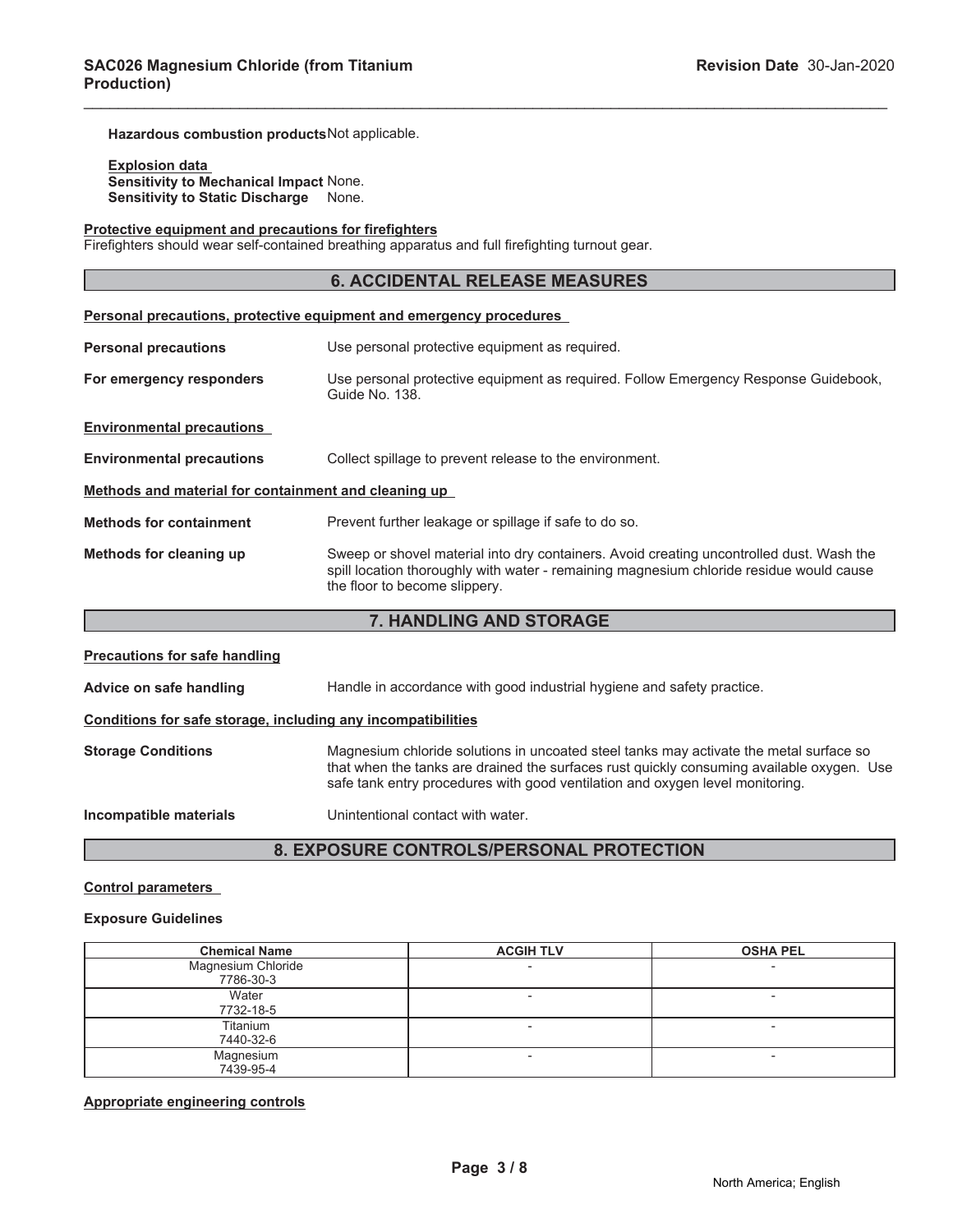**Hazardous combustion products** Not applicable.

**Explosion data**
**Sensitivity to Mechanical Impact** None.
**Sensitivity to Static Discharge** None.

**Protective equipment and precautions for firefighters**
Firefighters should wear self-contained breathing apparatus and full firefighting turnout gear.

## 6. ACCIDENTAL RELEASE MEASURES

**Personal precautions, protective equipment and emergency procedures**

**Personal precautions** Use personal protective equipment as required.

**For emergency responders** Use personal protective equipment as required. Follow Emergency Response Guidebook, Guide No. 138.

**Environmental precautions**

**Environmental precautions** Collect spillage to prevent release to the environment.

**Methods and material for containment and cleaning up**

**Methods for containment** Prevent further leakage or spillage if safe to do so.

**Methods for cleaning up** Sweep or shovel material into dry containers. Avoid creating uncontrolled dust. Wash the spill location thoroughly with water - remaining magnesium chloride residue would cause the floor to become slippery.

## 7. HANDLING AND STORAGE

**Precautions for safe handling**

**Advice on safe handling** Handle in accordance with good industrial hygiene and safety practice.

**Conditions for safe storage, including any incompatibilities**

**Storage Conditions** Magnesium chloride solutions in uncoated steel tanks may activate the metal surface so that when the tanks are drained the surfaces rust quickly consuming available oxygen. Use safe tank entry procedures with good ventilation and oxygen level monitoring.

**Incompatible materials** Unintentional contact with water.

## 8. EXPOSURE CONTROLS/PERSONAL PROTECTION

**Control parameters**

**Exposure Guidelines**

| Chemical Name | ACGIH TLV | OSHA PEL |
|---|---|---|
| Magnesium Chloride 7786-30-3 | - | - |
| Water 7732-18-5 | - | - |
| Titanium 7440-32-6 | - | - |
| Magnesium 7439-95-4 | - | - |

**Appropriate engineering controls**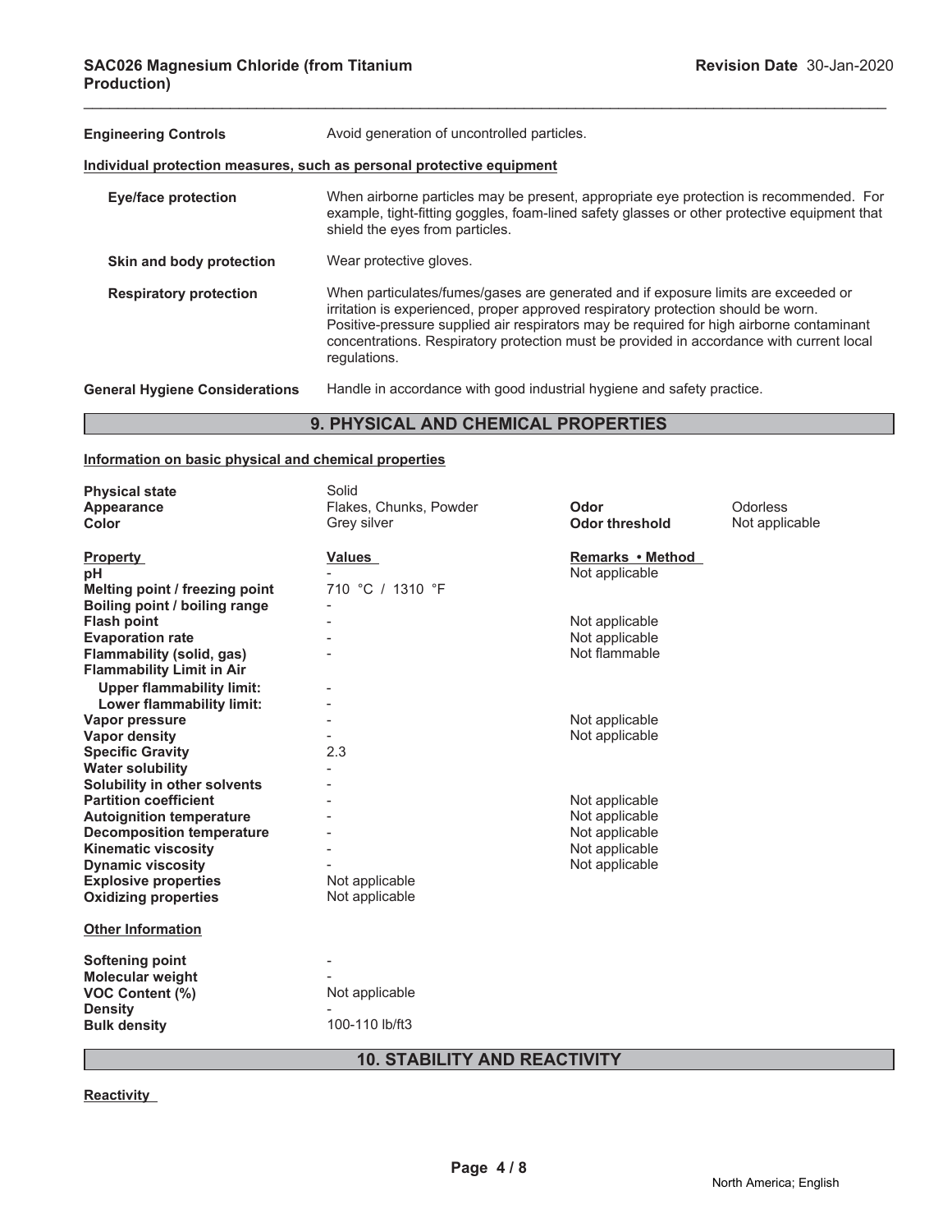**Engineering Controls** Avoid generation of uncontrolled particles.

**Individual protection measures, such as personal protective equipment**

| | |
|---|---|
| **Eye/face protection** | When airborne particles may be present, appropriate eye protection is recommended. For example, tight-fitting goggles, foam-lined safety glasses or other protective equipment that shield the eyes from particles. |
| **Skin and body protection** | Wear protective gloves. |
| **Respiratory protection** | When particulates/fumes/gases are generated and if exposure limits are exceeded or irritation is experienced, proper approved respiratory protection should be worn. Positive-pressure supplied air respirators may be required for high airborne contaminant concentrations. Respiratory protection must be provided in accordance with current local regulations. |

**General Hygiene Considerations** Handle in accordance with good industrial hygiene and safety practice.

## 9. PHYSICAL AND CHEMICAL PROPERTIES

**Information on basic physical and chemical properties**

| | | | |
|---|---|---|---|
| **Physical state** | Solid | | |
| **Appearance** | Flakes, Chunks, Powder | **Odor** | Odorless |
| **Color** | Grey silver | **Odor threshold** | Not applicable |

| **Property** | **Values** | **Remarks • Method** |
|---|---|---|
| **pH** | - | Not applicable |
| **Melting point / freezing point** | 710 °C / 1310 °F | |
| **Boiling point / boiling range** | - | |
| **Flash point** | - | Not applicable |
| **Evaporation rate** | - | Not applicable |
| **Flammability (solid, gas)** | - | Not flammable |
| **Flammability Limit in Air** | | |
| **Upper flammability limit:** | - | |
| **Lower flammability limit:** | - | |
| **Vapor pressure** | - | Not applicable |
| **Vapor density** | - | Not applicable |
| **Specific Gravity** | 2.3 | |
| **Water solubility** | - | |
| **Solubility in other solvents** | - | |
| **Partition coefficient** | - | Not applicable |
| **Autoignition temperature** | - | Not applicable |
| **Decomposition temperature** | - | Not applicable |
| **Kinematic viscosity** | - | Not applicable |
| **Dynamic viscosity** | - | Not applicable |
| **Explosive properties** | Not applicable | |
| **Oxidizing properties** | Not applicable | |

**Other Information**

| | |
|---|---|
| **Softening point** | - |
| **Molecular weight** | - |
| **VOC Content (%)** | Not applicable |
| **Density** | - |
| **Bulk density** | 100-110 lb/ft3 |

## 10. STABILITY AND REACTIVITY

**Reactivity**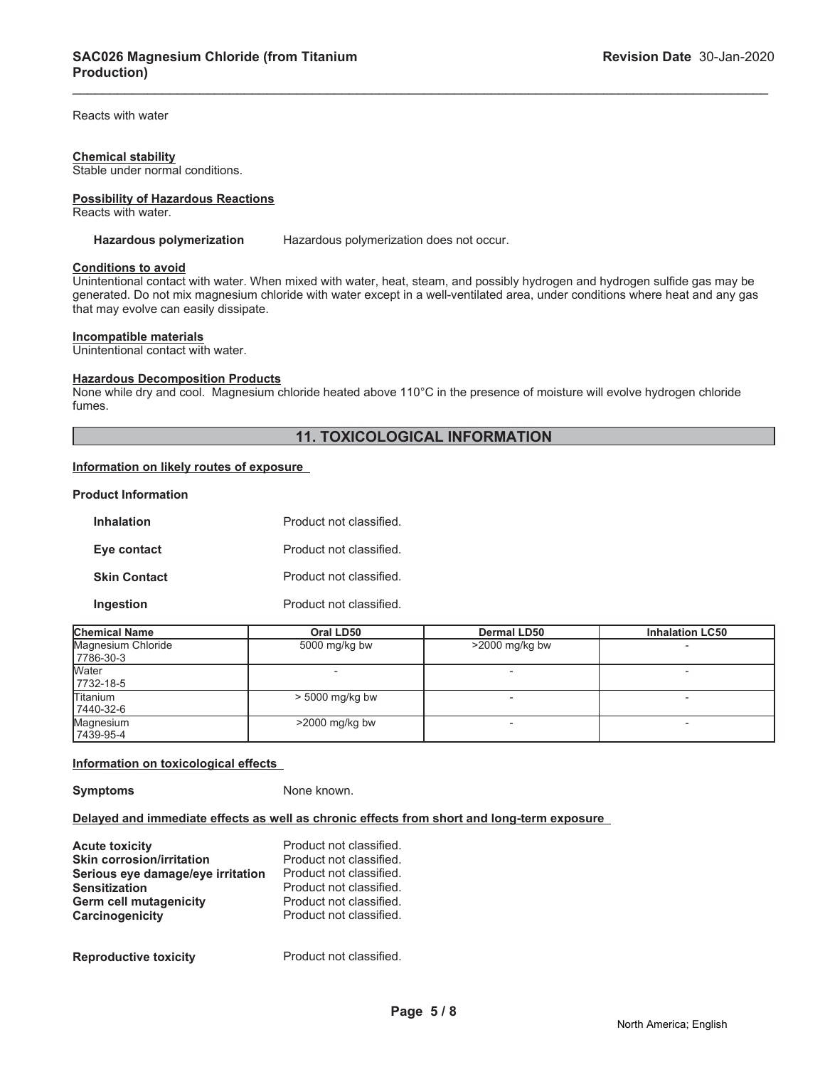Reacts with water

**Chemical stability**
Stable under normal conditions.

**Possibility of Hazardous Reactions**
Reacts with water.

**Hazardous polymerization** Hazardous polymerization does not occur.

**Conditions to avoid**
Unintentional contact with water. When mixed with water, heat, steam, and possibly hydrogen and hydrogen sulfide gas may be generated. Do not mix magnesium chloride with water except in a well-ventilated area, under conditions where heat and any gas that may evolve can easily dissipate.

**Incompatible materials**
Unintentional contact with water.

**Hazardous Decomposition Products**
None while dry and cool. Magnesium chloride heated above 110°C in the presence of moisture will evolve hydrogen chloride fumes.

## 11. TOXICOLOGICAL INFORMATION

**Information on likely routes of exposure**

**Product Information**

**Inhalation** Product not classified.

**Eye contact** Product not classified.

**Skin Contact** Product not classified.

**Ingestion** Product not classified.

| Chemical Name | Oral LD50 | Dermal LD50 | Inhalation LC50 |
|---|---|---|---|
| Magnesium Chloride<br>7786-30-3 | 5000 mg/kg bw | >2000 mg/kg bw | - |
| Water<br>7732-18-5 | - | - | - |
| Titanium<br>7440-32-6 | > 5000 mg/kg bw | - | - |
| Magnesium<br>7439-95-4 | >2000 mg/kg bw | - | - |

**Information on toxicological effects**

**Symptoms** None known.

**Delayed and immediate effects as well as chronic effects from short and long-term exposure**

**Acute toxicity** Product not classified.
**Skin corrosion/irritation** Product not classified.
**Serious eye damage/eye irritation** Product not classified.
**Sensitization** Product not classified.
**Germ cell mutagenicity** Product not classified.
**Carcinogenicity** Product not classified.

**Reproductive toxicity** Product not classified.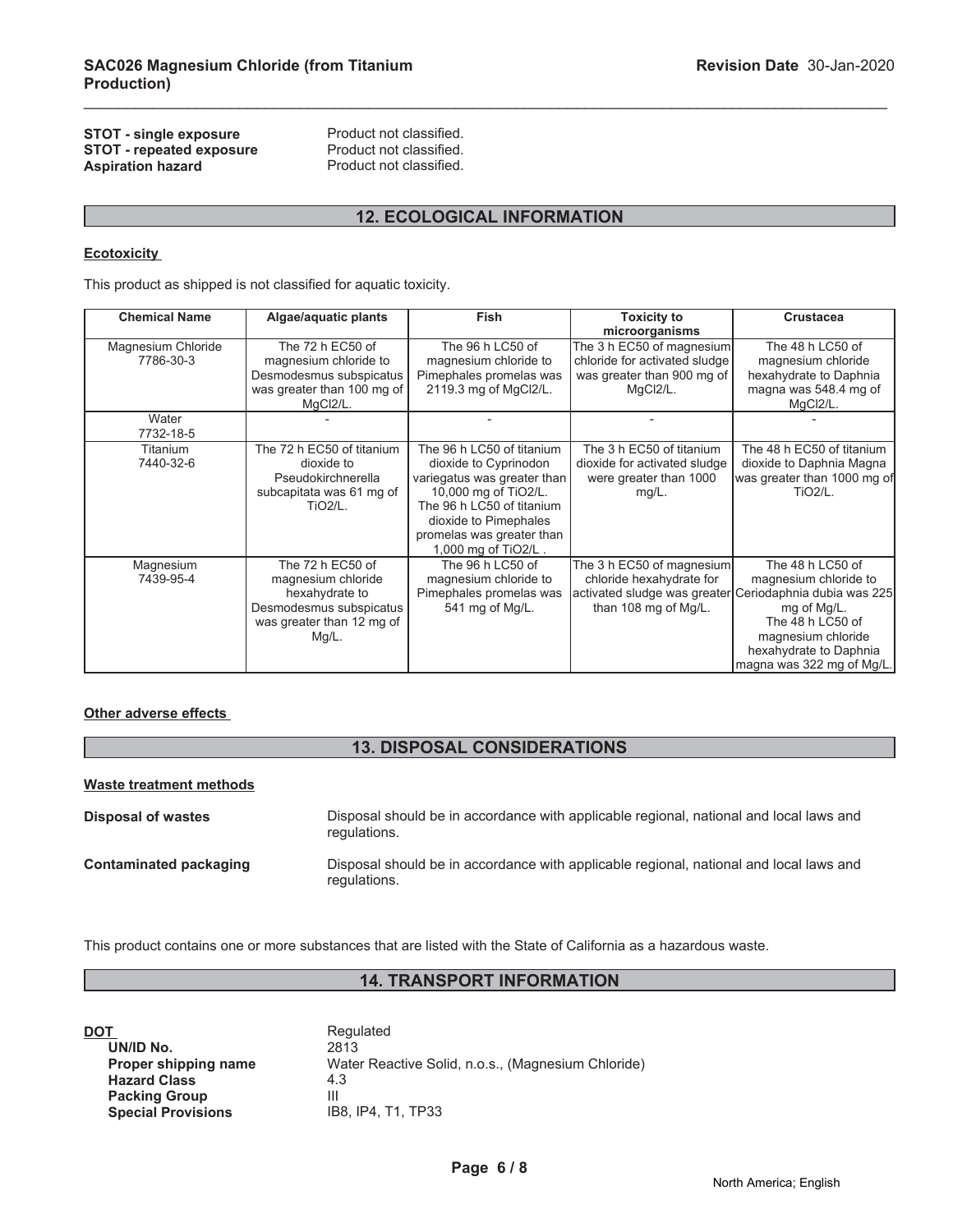**STOT - single exposure** Product not classified.
**STOT - repeated exposure** Product not classified.
**Aspiration hazard** Product not classified.

## 12. ECOLOGICAL INFORMATION

**Ecotoxicity**

This product as shipped is not classified for aquatic toxicity.

| Chemical Name | Algae/aquatic plants | Fish | Toxicity to microorganisms | Crustacea |
|---|---|---|---|---|
| Magnesium Chloride 7786-30-3 | The 72 h EC50 of magnesium chloride to Desmodesmus subspicatus was greater than 100 mg of MgCl2/L. | The 96 h LC50 of magnesium chloride to Pimephales promelas was 2119.3 mg of MgCl2/L. | The 3 h EC50 of magnesium chloride for activated sludge was greater than 900 mg of MgCl2/L. | The 48 h LC50 of magnesium chloride hexahydrate to Daphnia magna was 548.4 mg of MgCl2/L. |
| Water 7732-18-5 | - | - | - | - |
| Titanium 7440-32-6 | The 72 h EC50 of titanium dioxide to Pseudokirchnerella subcapitata was 61 mg of TiO2/L. | The 96 h LC50 of titanium dioxide to Cyprinodon variegatus was greater than 10,000 mg of TiO2/L. The 96 h LC50 of titanium dioxide to Pimephales promelas was greater than 1,000 mg of TiO2/L . | The 3 h EC50 of titanium dioxide for activated sludge were greater than 1000 mg/L. | The 48 h EC50 of titanium dioxide to Daphnia Magna was greater than 1000 mg of TiO2/L. |
| Magnesium 7439-95-4 | The 72 h EC50 of magnesium chloride hexahydrate to Desmodesmus subspicatus was greater than 12 mg of Mg/L. | The 96 h LC50 of magnesium chloride to Pimephales promelas was 541 mg of Mg/L. | The 3 h EC50 of magnesium chloride hexahydrate for activated sludge was greater than 108 mg of Mg/L. | The 48 h LC50 of magnesium chloride to Ceriodaphnia dubia was 225 mg of Mg/L. The 48 h LC50 of magnesium chloride hexahydrate to Daphnia magna was 322 mg of Mg/L. |

**Other adverse effects**

## 13. DISPOSAL CONSIDERATIONS

**Waste treatment methods**

**Disposal of wastes** Disposal should be in accordance with applicable regional, national and local laws and regulations.

**Contaminated packaging** Disposal should be in accordance with applicable regional, national and local laws and regulations.

This product contains one or more substances that are listed with the State of California as a hazardous waste.

## 14. TRANSPORT INFORMATION

**DOT** Regulated
**UN/ID No.** 2813
**Proper shipping name** Water Reactive Solid, n.o.s., (Magnesium Chloride)
**Hazard Class** 4.3
**Packing Group** III
**Special Provisions** IB8, IP4, T1, TP33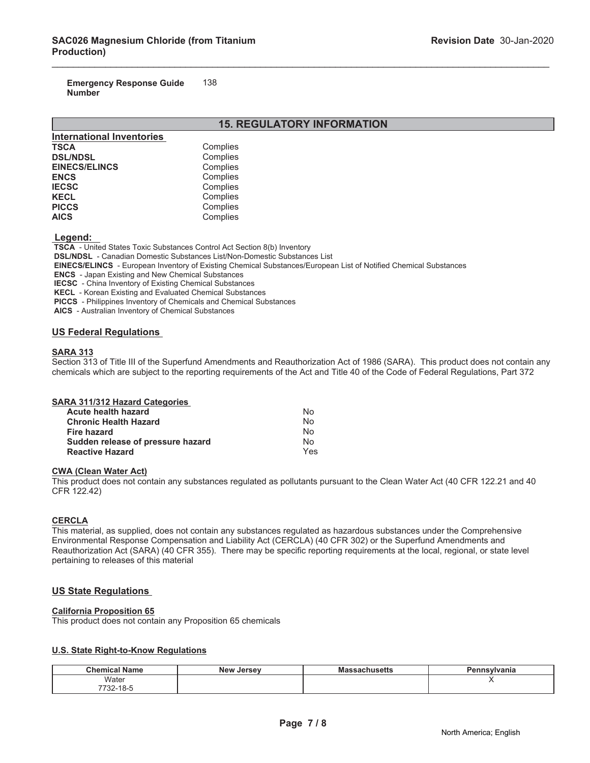**Emergency Response Guide Number** 138

## 15. REGULATORY INFORMATION

**International Inventories**

| | |
|---|---|
| **TSCA** | Complies |
| **DSL/NDSL** | Complies |
| **EINECS/ELINCS** | Complies |
| **ENCS** | Complies |
| **IECSC** | Complies |
| **KECL** | Complies |
| **PICCS** | Complies |
| **AICS** | Complies |

**Legend:**

**TSCA** - United States Toxic Substances Control Act Section 8(b) Inventory
**DSL/NDSL** - Canadian Domestic Substances List/Non-Domestic Substances List
**EINECS/ELINCS** - European Inventory of Existing Chemical Substances/European List of Notified Chemical Substances
**ENCS** - Japan Existing and New Chemical Substances
**IECSC** - China Inventory of Existing Chemical Substances
**KECL** - Korean Existing and Evaluated Chemical Substances
**PICCS** - Philippines Inventory of Chemicals and Chemical Substances
**AICS** - Australian Inventory of Chemical Substances

### US Federal Regulations

**SARA 313**

Section 313 of Title III of the Superfund Amendments and Reauthorization Act of 1986 (SARA). This product does not contain any chemicals which are subject to the reporting requirements of the Act and Title 40 of the Code of Federal Regulations, Part 372

**SARA 311/312 Hazard Categories**

| | |
|---|---|
| **Acute health hazard** | No |
| **Chronic Health Hazard** | No |
| **Fire hazard** | No |
| **Sudden release of pressure hazard** | No |
| **Reactive Hazard** | Yes |

**CWA (Clean Water Act)**

This product does not contain any substances regulated as pollutants pursuant to the Clean Water Act (40 CFR 122.21 and 40 CFR 122.42)

**CERCLA**

This material, as supplied, does not contain any substances regulated as hazardous substances under the Comprehensive Environmental Response Compensation and Liability Act (CERCLA) (40 CFR 302) or the Superfund Amendments and Reauthorization Act (SARA) (40 CFR 355). There may be specific reporting requirements at the local, regional, or state level pertaining to releases of this material

### US State Regulations

**California Proposition 65**

This product does not contain any Proposition 65 chemicals

**U.S. State Right-to-Know Regulations**

| Chemical Name | New Jersey | Massachusetts | Pennsylvania |
|---|---|---|---|
| Water 7732-18-5 | | | X |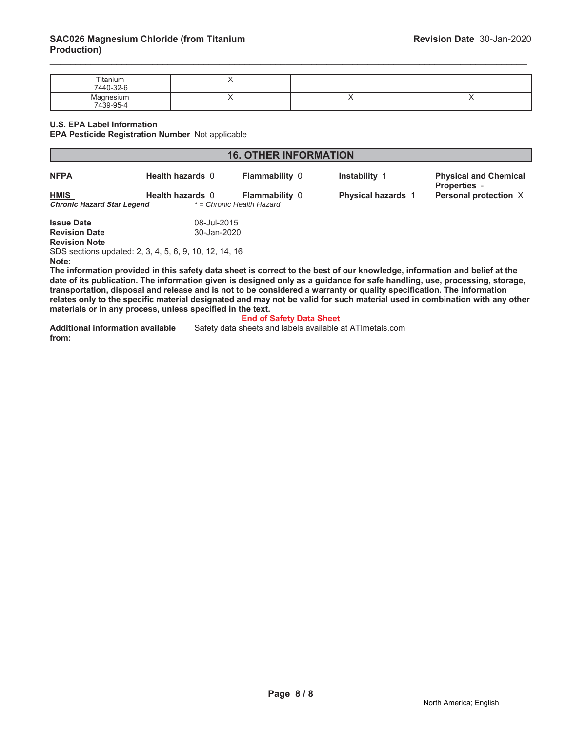| | | | |
|---|---|---|---|
| Titanium 7440-32-6 | X | | |
| Magnesium 7439-95-4 | X | X | X |

**U.S. EPA Label Information**

**EPA Pesticide Registration Number** Not applicable

## 16. OTHER INFORMATION

| | | | | |
|---|---|---|---|---|
| **NFPA** | **Health hazards** 0 | **Flammability** 0 | **Instability** 1 | **Physical and Chemical Properties** - |
| **HMIS** | **Health hazards** 0 | **Flammability** 0 | **Physical hazards** 1 | **Personal protection** X |

***Chronic Hazard Star Legend*** *\* = Chronic Health Hazard*

**Issue Date** 08-Jul-2015

**Revision Date** 30-Jan-2020

**Revision Note**

SDS sections updated: 2, 3, 4, 5, 6, 9, 10, 12, 14, 16

**Note:**

**The information provided in this safety data sheet is correct to the best of our knowledge, information and belief at the date of its publication. The information given is designed only as a guidance for safe handling, use, processing, storage, transportation, disposal and release and is not to be considered a warranty or quality specification. The information relates only to the specific material designated and may not be valid for such material used in combination with any other materials or in any process, unless specified in the text.**

**End of Safety Data Sheet**

**Additional information available from:** Safety data sheets and labels available at ATImetals.com